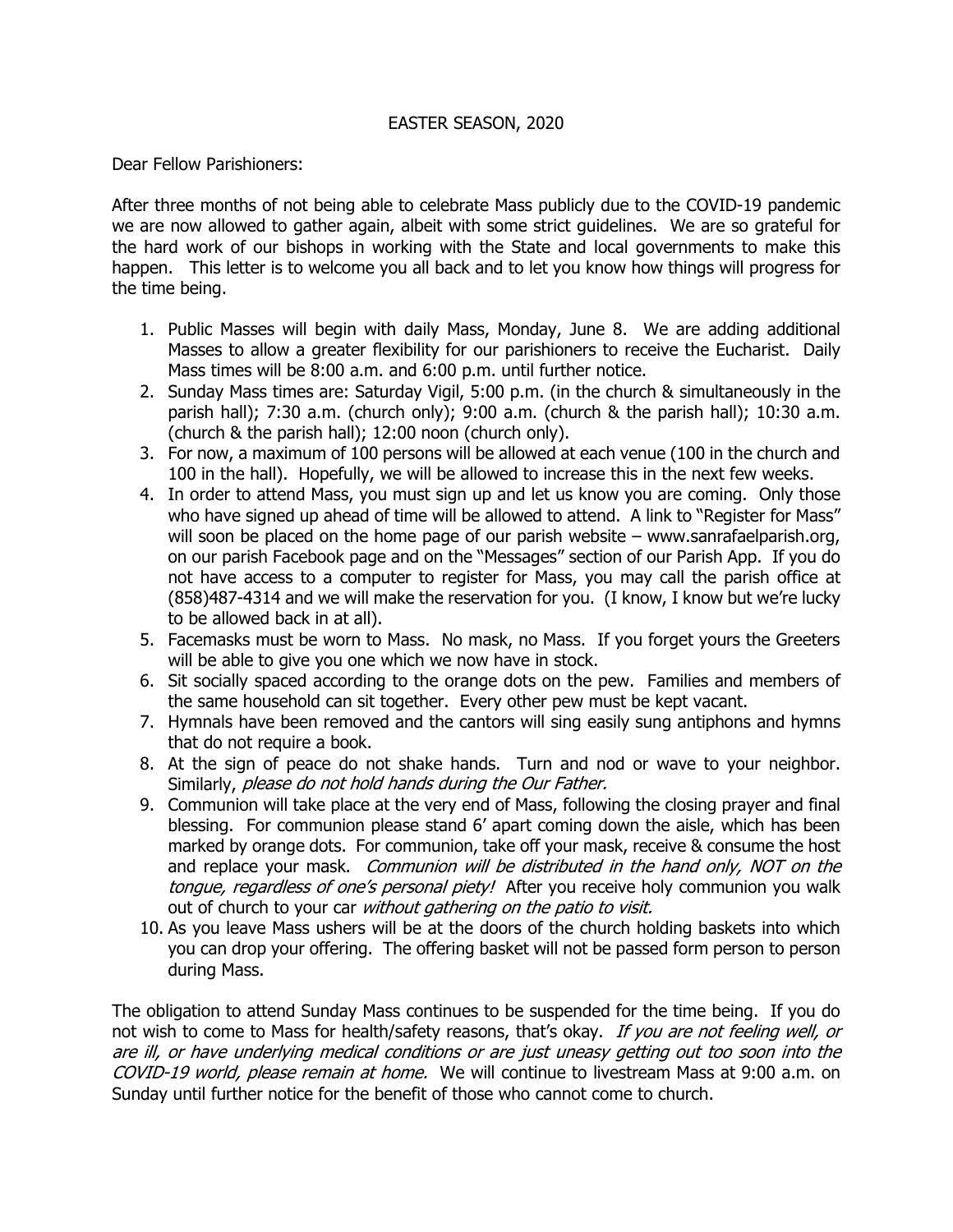EASTER SEASON, 2020

Dear Fellow Parishioners:

After three months of not being able to celebrate Mass publicly due to the COVID-19 pandemic we are now allowed to gather again, albeit with some strict guidelines. We are so grateful for the hard work of our bishops in working with the State and local governments to make this happen. This letter is to welcome you all back and to let you know how things will progress for the time being.

1. Public Masses will begin with daily Mass, Monday, June 8. We are adding additional Masses to allow a greater flexibility for our parishioners to receive the Eucharist. Daily Mass times will be 8:00 a.m. and 6:00 p.m. until further notice.
2. Sunday Mass times are: Saturday Vigil, 5:00 p.m. (in the church & simultaneously in the parish hall); 7:30 a.m. (church only); 9:00 a.m. (church & the parish hall); 10:30 a.m. (church & the parish hall); 12:00 noon (church only).
3. For now, a maximum of 100 persons will be allowed at each venue (100 in the church and 100 in the hall). Hopefully, we will be allowed to increase this in the next few weeks.
4. In order to attend Mass, you must sign up and let us know you are coming. Only those who have signed up ahead of time will be allowed to attend. A link to "Register for Mass" will soon be placed on the home page of our parish website – www.sanrafaelparish.org, on our parish Facebook page and on the "Messages" section of our Parish App. If you do not have access to a computer to register for Mass, you may call the parish office at (858)487-4314 and we will make the reservation for you. (I know, I know but we're lucky to be allowed back in at all).
5. Facemasks must be worn to Mass. No mask, no Mass. If you forget yours the Greeters will be able to give you one which we now have in stock.
6. Sit socially spaced according to the orange dots on the pew. Families and members of the same household can sit together. Every other pew must be kept vacant.
7. Hymnals have been removed and the cantors will sing easily sung antiphons and hymns that do not require a book.
8. At the sign of peace do not shake hands. Turn and nod or wave to your neighbor. Similarly, *please do not hold hands during the Our Father.*
9. Communion will take place at the very end of Mass, following the closing prayer and final blessing. For communion please stand 6' apart coming down the aisle, which has been marked by orange dots. For communion, take off your mask, receive & consume the host and replace your mask. *Communion will be distributed in the hand only, NOT on the tongue, regardless of one's personal piety!* After you receive holy communion you walk out of church to your car *without gathering on the patio to visit.*
10. As you leave Mass ushers will be at the doors of the church holding baskets into which you can drop your offering. The offering basket will not be passed form person to person during Mass.

The obligation to attend Sunday Mass continues to be suspended for the time being. If you do not wish to come to Mass for health/safety reasons, that's okay. *If you are not feeling well, or are ill, or have underlying medical conditions or are just uneasy getting out too soon into the COVID-19 world, please remain at home.* We will continue to livestream Mass at 9:00 a.m. on Sunday until further notice for the benefit of those who cannot come to church.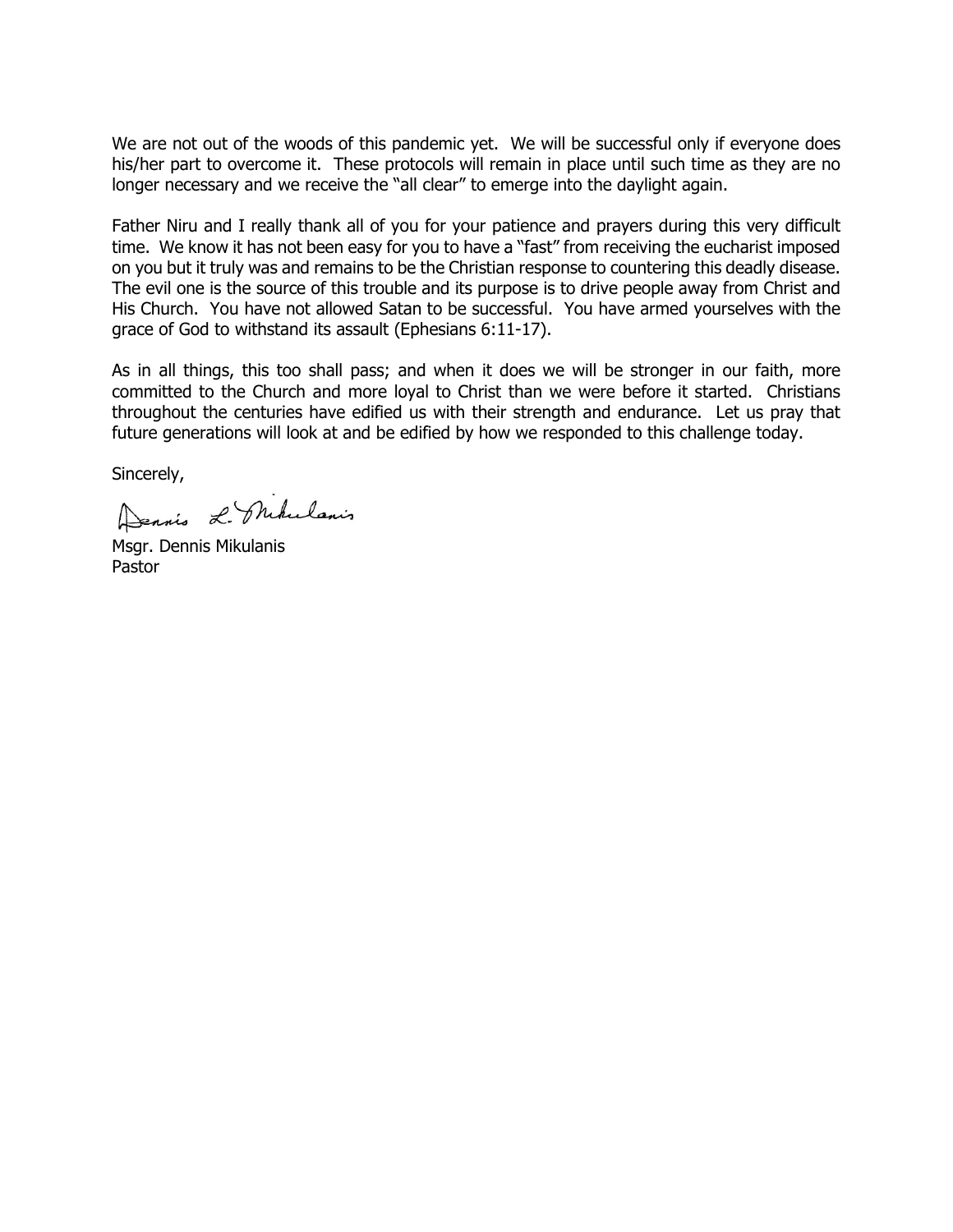We are not out of the woods of this pandemic yet. We will be successful only if everyone does his/her part to overcome it. These protocols will remain in place until such time as they are no longer necessary and we receive the "all clear" to emerge into the daylight again.

Father Niru and I really thank all of you for your patience and prayers during this very difficult time. We know it has not been easy for you to have a "fast" from receiving the eucharist imposed on you but it truly was and remains to be the Christian response to countering this deadly disease. The evil one is the source of this trouble and its purpose is to drive people away from Christ and His Church. You have not allowed Satan to be successful. You have armed yourselves with the grace of God to withstand its assault (Ephesians 6:11-17).

As in all things, this too shall pass; and when it does we will be stronger in our faith, more committed to the Church and more loyal to Christ than we were before it started. Christians throughout the centuries have edified us with their strength and endurance. Let us pray that future generations will look at and be edified by how we responded to this challenge today.

Sincerely,

Dennis L. Mikulanis

Msgr. Dennis Mikulanis
Pastor